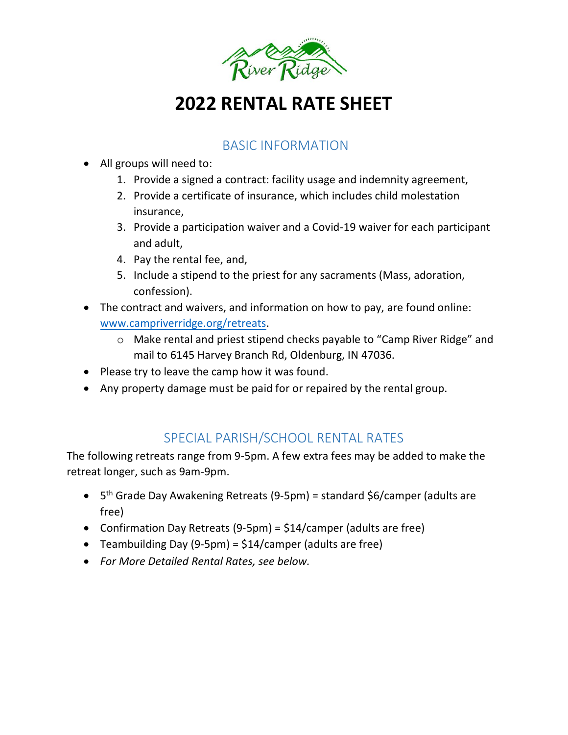River Ridge

# 2022 RENTAL RATE SHEET

## BASIC INFORMATION

- All groups will need to:
  1. Provide a signed a contract: facility usage and indemnity agreement,
  2. Provide a certificate of insurance, which includes child molestation insurance,
  3. Provide a participation waiver and a Covid-19 waiver for each participant and adult,
  4. Pay the rental fee, and,
  5. Include a stipend to the priest for any sacraments (Mass, adoration, confession).
- The contract and waivers, and information on how to pay, are found online: [www.campriverridge.org/retreats](http://www.campriverridge.org/retreats).
  - Make rental and priest stipend checks payable to "Camp River Ridge" and mail to 6145 Harvey Branch Rd, Oldenburg, IN 47036.
- Please try to leave the camp how it was found.
- Any property damage must be paid for or repaired by the rental group.

## SPECIAL PARISH/SCHOOL RENTAL RATES

The following retreats range from 9-5pm. A few extra fees may be added to make the retreat longer, such as 9am-9pm.

- 5th Grade Day Awakening Retreats (9-5pm) = standard $6/camper (adults are free)
- Confirmation Day Retreats (9-5pm) = $14/camper (adults are free)
- Teambuilding Day (9-5pm) = $14/camper (adults are free)
- *For More Detailed Rental Rates, see below.*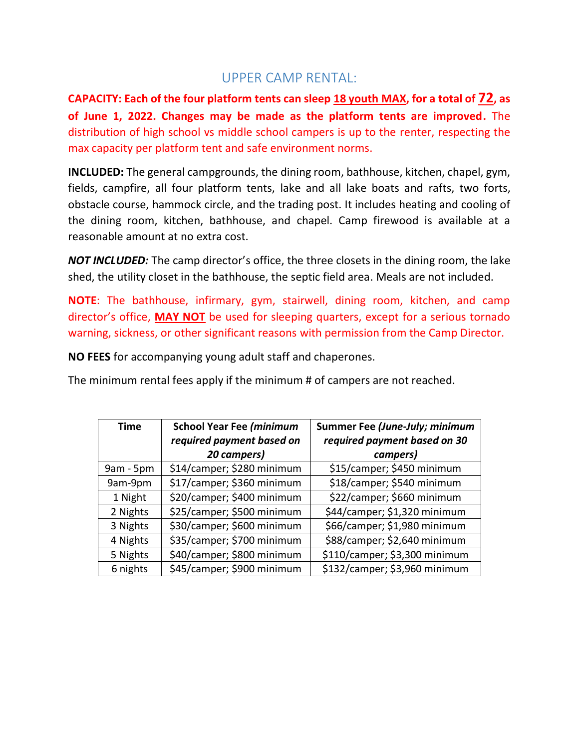## UPPER CAMP RENTAL:

**CAPACITY: Each of the four platform tents can sleep 18 youth MAX, for a total of 72, as of June 1, 2022. Changes may be made as the platform tents are improved.** The distribution of high school vs middle school campers is up to the renter, respecting the max capacity per platform tent and safe environment norms.

**INCLUDED:** The general campgrounds, the dining room, bathhouse, kitchen, chapel, gym, fields, campfire, all four platform tents, lake and all lake boats and rafts, two forts, obstacle course, hammock circle, and the trading post. It includes heating and cooling of the dining room, kitchen, bathhouse, and chapel. Camp firewood is available at a reasonable amount at no extra cost.

***NOT INCLUDED:*** The camp director's office, the three closets in the dining room, the lake shed, the utility closet in the bathhouse, the septic field area. Meals are not included.

**NOTE**: The bathhouse, infirmary, gym, stairwell, dining room, kitchen, and camp director's office, **MAY NOT** be used for sleeping quarters, except for a serious tornado warning, sickness, or other significant reasons with permission from the Camp Director.

**NO FEES** for accompanying young adult staff and chaperones.

The minimum rental fees apply if the minimum # of campers are not reached.

| Time | School Year Fee *(minimum required payment based on 20 campers)* | Summer Fee *(June-July; minimum required payment based on 30 campers)* |
|---|---|---|
| 9am - 5pm | $14/camper; $280 minimum | $15/camper; $450 minimum |
| 9am-9pm | $17/camper; $360 minimum | $18/camper; $540 minimum |
| 1 Night | $20/camper; $400 minimum | $22/camper; $660 minimum |
| 2 Nights | $25/camper; $500 minimum | $44/camper; $1,320 minimum |
| 3 Nights | $30/camper; $600 minimum | $66/camper; $1,980 minimum |
| 4 Nights | $35/camper; $700 minimum | $88/camper; $2,640 minimum |
| 5 Nights | $40/camper; $800 minimum | $110/camper; $3,300 minimum |
| 6 nights | $45/camper; $900 minimum | $132/camper; $3,960 minimum |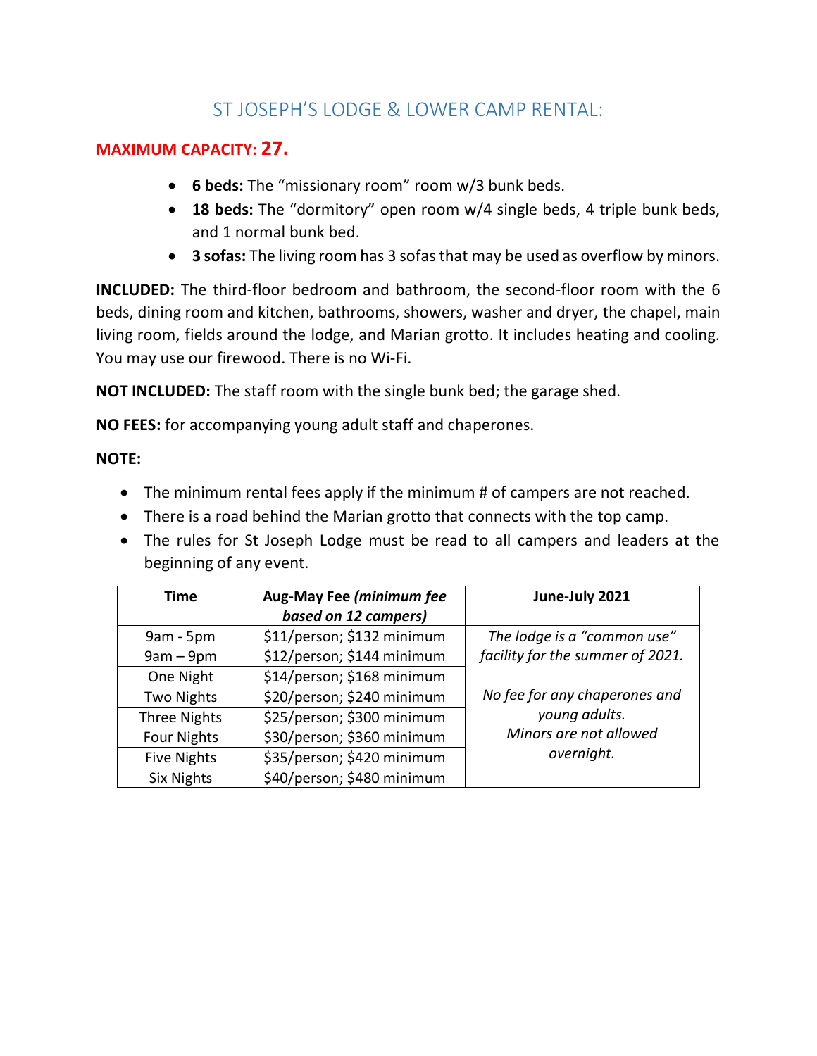# ST JOSEPH'S LODGE & LOWER CAMP RENTAL:

**MAXIMUM CAPACITY: 27.**

- **6 beds:** The "missionary room" room w/3 bunk beds.
- **18 beds:** The "dormitory" open room w/4 single beds, 4 triple bunk beds, and 1 normal bunk bed.
- **3 sofas:** The living room has 3 sofas that may be used as overflow by minors.

**INCLUDED:** The third-floor bedroom and bathroom, the second-floor room with the 6 beds, dining room and kitchen, bathrooms, showers, washer and dryer, the chapel, main living room, fields around the lodge, and Marian grotto. It includes heating and cooling. You may use our firewood. There is no Wi-Fi.

**NOT INCLUDED:** The staff room with the single bunk bed; the garage shed.

**NO FEES:** for accompanying young adult staff and chaperones.

**NOTE:**

- The minimum rental fees apply if the minimum # of campers are not reached.
- There is a road behind the Marian grotto that connects with the top camp.
- The rules for St Joseph Lodge must be read to all campers and leaders at the beginning of any event.

| Time | Aug-May Fee *(minimum fee based on 12 campers)* | June-July 2021 |
|---|---|---|
| 9am - 5pm | $11/person; $132 minimum | *The lodge is a "common use" facility for the summer of 2021.* *No fee for any chaperones and young adults. Minors are not allowed overnight.* |
| 9am – 9pm | $12/person; $144 minimum | |
| One Night | $14/person; $168 minimum | |
| Two Nights | $20/person; $240 minimum | |
| Three Nights | $25/person; $300 minimum | |
| Four Nights | $30/person; $360 minimum | |
| Five Nights | $35/person; $420 minimum | |
| Six Nights | $40/person; $480 minimum | |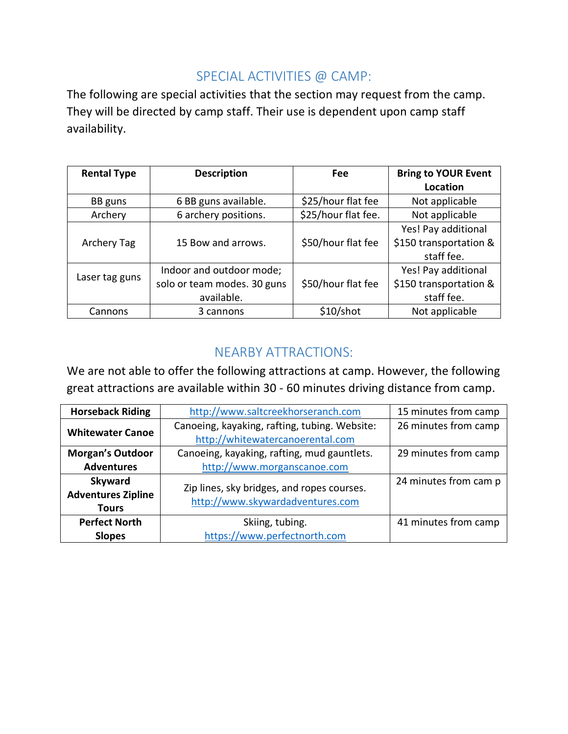## SPECIAL ACTIVITIES @ CAMP:

The following are special activities that the section may request from the camp. They will be directed by camp staff. Their use is dependent upon camp staff availability.

| Rental Type | Description | Fee | Bring to YOUR Event Location |
|---|---|---|---|
| BB guns | 6 BB guns available. | $25/hour flat fee | Not applicable |
| Archery | 6 archery positions. | $25/hour flat fee. | Not applicable |
| Archery Tag | 15 Bow and arrows. | $50/hour flat fee | Yes! Pay additional $150 transportation & staff fee. |
| Laser tag guns | Indoor and outdoor mode; solo or team modes. 30 guns available. | $50/hour flat fee | Yes! Pay additional $150 transportation & staff fee. |
| Cannons | 3 cannons | $10/shot | Not applicable |

## NEARBY ATTRACTIONS:

We are not able to offer the following attractions at camp. However, the following great attractions are available within 30 - 60 minutes driving distance from camp.

| | | |
|---|---|---|
| **Horseback Riding** | http://www.saltcreekhorseranch.com | 15 minutes from camp |
| **Whitewater Canoe** | Canoeing, kayaking, rafting, tubing. Website: http://whitewatercanoerental.com | 26 minutes from camp |
| **Morgan's Outdoor Adventures** | Canoeing, kayaking, rafting, mud gauntlets. http://www.morganscanoe.com | 29 minutes from camp |
| **Skyward Adventures Zipline Tours** | Zip lines, sky bridges, and ropes courses. http://www.skywardadventures.com | 24 minutes from cam p |
| **Perfect North Slopes** | Skiing, tubing. https://www.perfectnorth.com | 41 minutes from camp |